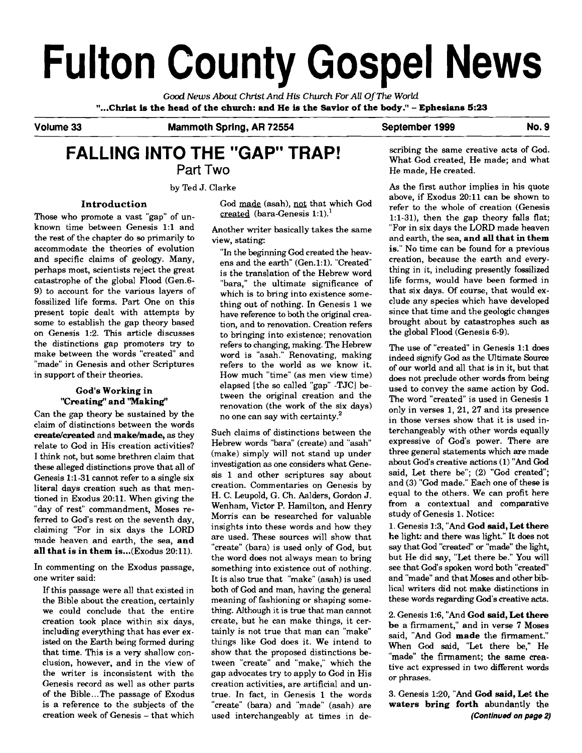# Fulton County Gospel News

*Good News About Christ And His Church For All Of The World*

**"...Christ is the head of the church: and He is the Savior of the body." – Ephesians 5:23**

**Volume 33 — Mammoth Spring, AR 72554 — September 1999 — No. 9**

## FALLING INTO THE "GAP" TRAP!

### Part Two

by Ted J. Clarke

#### Introduction

Those who promote a vast "gap" of unknown time between Genesis 1:1 and the rest of the chapter do so primarily to accommodate the theories of evolution and specific claims of geology. Many, perhaps most, scientists reject the great catastrophe of the global Flood (Gen.6-9) to account for the various layers of fossilized life forms. Part One on this present topic dealt with attempts by some to establish the gap theory based on Genesis 1:2. This article discusses the distinctions gap promoters try to make between the words "created" and "made" in Genesis and other Scriptures in support of their theories.

#### God's Working in "Creating" and "Making"

Can the gap theory be sustained by the claim of distinctions between the words **create/created** and **make/made**, as they relate to God in His creation activities? I think not, but some brethren claim that these alleged distinctions prove that all of Genesis 1:1-31 cannot refer to a single six literal days creation such as that mentioned in Exodus 20:11. When giving the "day of rest" commandment, Moses referred to God's rest on the seventh day, claiming "For in six days the LORD made heaven and earth, the sea, **and all that is in them is...**(Exodus 20:11).

In commenting on the Exodus passage, one writer said:

> If this passage were all that existed in the Bible about the creation, certainly we could conclude that the entire creation took place within six days, including everything that has ever existed on the Earth being formed during that time. This is a very shallow conclusion, however, and in the view of the writer is inconsistent with the Genesis record as well as other parts of the Bible...The passage of Exodus is a reference to the subjects of the creation week of Genesis – that which God made (asah), not that which God created (bara-Genesis 1:1).[1]

Another writer basically takes the same view, stating:

> "In the beginning God created the heavens and the earth" (Gen.1:1). "Created" is the translation of the Hebrew word "bara," the ultimate significance of which is to bring into existence something out of nothing. In Genesis 1 we have reference to both the original creation, and to renovation. Creation refers to bringing into existence; renovation refers to changing, making. The Hebrew word is "asah." Renovating, making refers to the world as we know it. How much "time" (as men view time) elapsed [the so called "gap" -TJC] between the original creation and the renovation (the work of the six days) no one can say with certainty.[2]

Such claims of distinctions between the Hebrew words "bara" (create) and "asah" (make) simply will not stand up under investigation as one considers what Genesis 1 and other scriptures say about creation. Commentaries on Genesis by H. C. Leupold, G. Ch. Aalders, Gordon J. Wenham, Victor P. Hamilton, and Henry Morris can be researched for valuable insights into these words and how they are used. These sources will show that "create" (bara) is used only of God, but the word does not always mean to bring something into existence out of nothing. It is also true that "make" (asah) is used both of God and man, having the general meaning of fashioning or shaping something. Although it is true that man cannot create, but he can make things, it certainly is not true that man can "make" things like God does it. We intend to show that the proposed distinctions between "create" and "make," which the gap advocates try to apply to God in His creation activities, are artificial and untrue. In fact, in Genesis 1 the words "create" (bara) and "made" (asah) are used interchangeably at times in describing the same creative acts of God. What God created, He made; and what He made, He created.

As the first author implies in his quote above, if Exodus 20:11 can be shown to refer to the whole of creation (Genesis 1:1-31), then the gap theory falls flat; "For in six days the LORD made heaven and earth, the sea, **and all that in them is**." No time can be found for a previous creation, because the earth and everything in it, including presently fossilized life forms, would have been formed in that six days. Of course, that would exclude any species which have developed since that time and the geologic changes brought about by catastrophes such as the global Flood (Genesis 6-9).

The use of "created" in Genesis 1:1 does indeed signify God as the Ultimate Source of our world and all that is in it, but that does not preclude other words from being used to convey the same action by God. The word "created" is used in Genesis 1 only in verses 1, 21, 27 and its presence in those verses show that it is used interchangeably with other words equally expressive of God's power. There are three general statements which are made about God's creative actions (1) "And God said, Let there be"; (2) "God created"; and (3) "God made." Each one of these is equal to the others. We can profit here from a contextual and comparative study of Genesis 1. Notice:

1. Genesis 1:3, "And **God said, Let there be** light: and there was light." It does not say that God "created" or "made" the light, but He did say, "Let there be." You will see that God's spoken word both "created" and "made" and that Moses and other biblical writers did not make distinctions in these words regarding God's creative acts.

2. Genesis 1:6, "And **God said, Let there be** a firmament," and in verse 7 Moses said, "And God **made** the firmament." When God said, "Let there be," He "made" the firmament; the same creative act expressed in two different words or phrases.

3. Genesis 1:20, "And **God said, Let the waters bring forth** abundantly the

***(Continued on page 2)***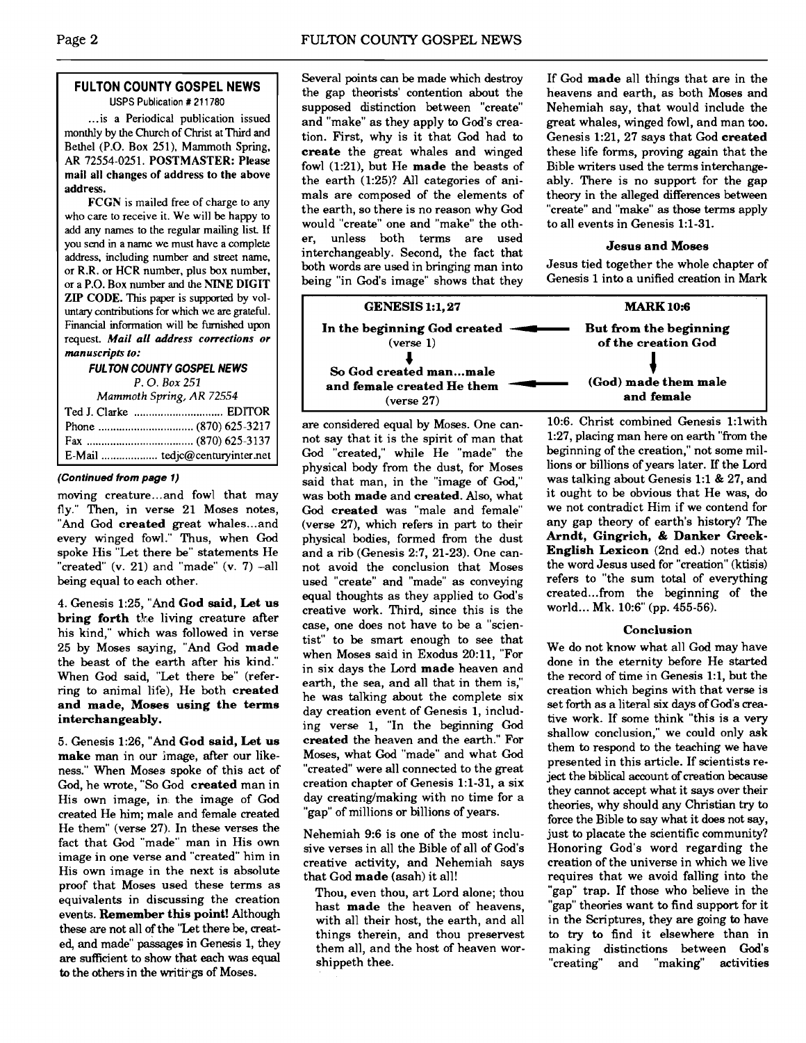## FULTON COUNTY GOSPEL NEWS

USPS Publication # 211780

...is a Periodical publication issued monthly by the Church of Christ at Third and Bethel (P.O. Box 251), Mammoth Spring, AR 72554-0251. **POSTMASTER: Please mail all changes of address to the above address.**

**FCGN** is mailed free of charge to any who care to receive it. We will be happy to add any names to the regular mailing list. If you send in a name we must have a complete address, including number and street name, or R.R. or HCR number, plus box number, or a P.O. Box number and the **NINE DIGIT ZIP CODE.** This paper is supported by voluntary contributions for which we are grateful. Financial information will be furnished upon request. ***Mail all address corrections or manuscripts to:***

***FULTON COUNTY GOSPEL NEWS***
*P. O. Box 251*
*Mammoth Spring, AR 72554*

Ted J. Clarke .............................. EDITOR
Phone ................................ (870) 625-3217
Fax .................................... (870) 625-3137
E-Mail .................... tedjc@centuryinter.net

***(Continued from page 1)***

moving creature...and fowl that may fly." Then, in verse 21 Moses notes, "And God **created** great whales...and every winged fowl." Thus, when God spoke His "Let there be" statements He "created" (v. 21) and "made" (v. 7) –all being equal to each other.

4. Genesis 1:25, "And **God said, Let us bring forth** the living creature after his kind," which was followed in verse 25 by Moses saying, "And God **made** the beast of the earth after his kind." When God said, "Let there be" (referring to animal life), He both **created and made, Moses using the terms interchangeably.**

5. Genesis 1:26, "And **God said, Let us make** man in our image, after our likeness." When Moses spoke of this act of God, he wrote, "So God **created** man in His own image, in the image of God created He him; male and female created He them" (verse 27). In these verses the fact that God "made" man in His own image in one verse and "created" him in His own image in the next is absolute proof that Moses used these terms as equivalents in discussing the creation events. **Remember this point!** Although these are not all of the "Let there be, created, and made" passages in Genesis 1, they are sufficient to show that each was equal to the others in the writings of Moses.

Several points can be made which destroy the gap theorists' contention about the supposed distinction between "create" and "make" as they apply to God's creation. First, why is it that God had to **create** the great whales and winged fowl (1:21), but He **made** the beasts of the earth (1:25)? All categories of animals are composed of the elements of the earth, so there is no reason why God would "create" one and "make" the other, unless both terms are used interchangeably. Second, the fact that both words are used in bringing man into being "in God's image" shows that they are considered equal by Moses. One cannot say that it is the spirit of man that God "created," while He "made" the physical body from the dust, for Moses said that man, in the "image of God," was both **made** and **created.** Also, what God **created** was "male and female" (verse 27), which refers in part to their physical bodies, formed from the dust and a rib (Genesis 2:7, 21-23). One cannot avoid the conclusion that Moses used "create" and "made" as conveying equal thoughts as they applied to God's creative work. Third, since this is the case, one does not have to be a "scientist" to be smart enough to see that when Moses said in Exodus 20:11, "For in six days the Lord **made** heaven and earth, the sea, and all that in them is," he was talking about the complete six day creation event of Genesis 1, including verse 1, "In the beginning God **created** the heaven and the earth." For Moses, what God "made" and what God "created" were all connected to the great creation chapter of Genesis 1:1-31, a six day creating/making with no time for a "gap" of millions or billions of years.

Nehemiah 9:6 is one of the most inclusive verses in all the Bible of all of God's creative activity, and Nehemiah says that God **made** (asah) it all!

> Thou, even thou, art Lord alone; thou hast **made** the heaven of heavens, with all their host, the earth, and all things therein, and thou preservest them all, and the host of heaven worshippeth thee.

If God **made** all things that are in the heavens and earth, as both Moses and Nehemiah say, that would include the great whales, winged fowl, and man too. Genesis 1:21, 27 says that God **created** these life forms, proving again that the Bible writers used the terms interchangeably. There is no support for the gap theory in the alleged differences between "create" and "make" as those terms apply to all events in Genesis 1:1-31.

### Jesus and Moses

Jesus tied together the whole chapter of Genesis 1 into a unified creation in Mark 10:6. Christ combined Genesis 1:1with 1:27, placing man here on earth "from the beginning of the creation," not some millions or billions of years later. If the Lord was talking about Genesis 1:1 & 27, and it ought to be obvious that He was, do we not contradict Him if we contend for any gap theory of earth's history? The **Arndt, Gingrich, & Danker Greek-English Lexicon** (2nd ed.) notes that the word Jesus used for "creation" (ktisis) refers to "the sum total of everything created...from the beginning of the world... Mk. 10:6" (pp. 455-56).

| GENESIS 1:1, 27 | | MARK 10:6 |
|---|---|---|
| **In the beginning God created** (verse 1) | ← | **But from the beginning of the creation God** |
| ↓ | | ↓ |
| **So God created man...male and female created He them** (verse 27) | ← | **(God) made them male and female** |

### Conclusion

We do not know what all God may have done in the eternity before He started the record of time in Genesis 1:1, but the creation which begins with that verse is set forth as a literal six days of God's creative work. If some think "this is a very shallow conclusion," we could only ask them to respond to the teaching we have presented in this article. If scientists reject the biblical account of creation because they cannot accept what it says over their theories, why should any Christian try to force the Bible to say what it does not say, just to placate the scientific community? Honoring God's word regarding the creation of the universe in which we live requires that we avoid falling into the "gap" trap. If those who believe in the "gap" theories want to find support for it in the Scriptures, they are going to have to try to find it elsewhere than in making distinctions between God's "creating" and "making" activities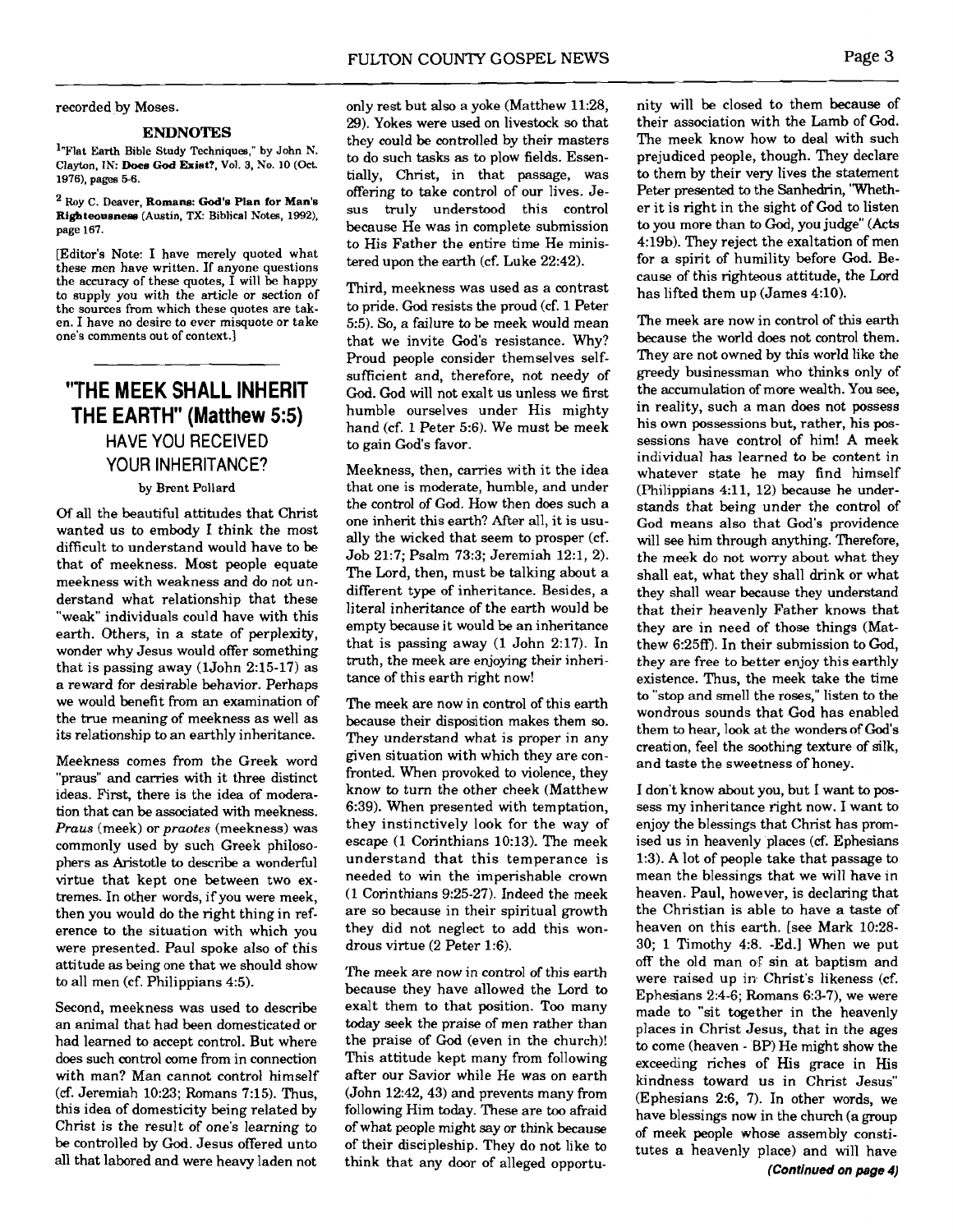recorded by Moses.

### ENDNOTES

[1] "Flat Earth Bible Study Techniques," by John N. Clayton, IN: **Does God Exist?**, Vol. 3, No. 10 (Oct. 1976), pages 5-6.

[2] Roy C. Deaver, **Romans: God's Plan for Man's Righteousness** (Austin, TX: Biblical Notes, 1992), page 167.

[Editor's Note: I have merely quoted what these men have written. If anyone questions the accuracy of these quotes, I will be happy to supply you with the article or section of the sources from which these quotes are taken. I have no desire to ever misquote or take one's comments out of context.]

---

# "THE MEEK SHALL INHERIT THE EARTH" (Matthew 5:5)

## HAVE YOU RECEIVED YOUR INHERITANCE?

by Brent Pollard

Of all the beautiful attitudes that Christ wanted us to embody I think the most difficult to understand would have to be that of meekness. Most people equate meekness with weakness and do not understand what relationship that these "weak" individuals could have with this earth. Others, in a state of perplexity, wonder why Jesus would offer something that is passing away (1John 2:15-17) as a reward for desirable behavior. Perhaps we would benefit from an examination of the true meaning of meekness as well as its relationship to an earthly inheritance.

Meekness comes from the Greek word "praus" and carries with it three distinct ideas. First, there is the idea of moderation that can be associated with meekness. *Praus* (meek) or *praotes* (meekness) was commonly used by such Greek philosophers as Aristotle to describe a wonderful virtue that kept one between two extremes. In other words, if you were meek, then you would do the right thing in reference to the situation with which you were presented. Paul spoke also of this attitude as being one that we should show to all men (cf. Philippians 4:5).

Second, meekness was used to describe an animal that had been domesticated or had learned to accept control. But where does such control come from in connection with man? Man cannot control himself (cf. Jeremiah 10:23; Romans 7:15). Thus, this idea of domesticity being related by Christ is the result of one's learning to be controlled by God. Jesus offered unto all that labored and were heavy laden not only rest but also a yoke (Matthew 11:28, 29). Yokes were used on livestock so that they could be controlled by their masters to do such tasks as to plow fields. Essentially, Christ, in that passage, was offering to take control of our lives. Jesus truly understood this control because He was in complete submission to His Father the entire time He ministered upon the earth (cf. Luke 22:42).

Third, meekness was used as a contrast to pride. God resists the proud (cf. 1 Peter 5:5). So, a failure to be meek would mean that we invite God's resistance. Why? Proud people consider themselves self-sufficient and, therefore, not needy of God. God will not exalt us unless we first humble ourselves under His mighty hand (cf. 1 Peter 5:6). We must be meek to gain God's favor.

Meekness, then, carries with it the idea that one is moderate, humble, and under the control of God. How then does such a one inherit this earth? After all, it is usually the wicked that seem to prosper (cf. Job 21:7; Psalm 73:3; Jeremiah 12:1, 2). The Lord, then, must be talking about a different type of inheritance. Besides, a literal inheritance of the earth would be empty because it would be an inheritance that is passing away (1 John 2:17). In truth, the meek are enjoying their inheritance of this earth right now!

The meek are now in control of this earth because their disposition makes them so. They understand what is proper in any given situation with which they are confronted. When provoked to violence, they know to turn the other cheek (Matthew 6:39). When presented with temptation, they instinctively look for the way of escape (1 Corinthians 10:13). The meek understand that this temperance is needed to win the imperishable crown (1 Corinthians 9:25-27). Indeed the meek are so because in their spiritual growth they did not neglect to add this wondrous virtue (2 Peter 1:6).

The meek are now in control of this earth because they have allowed the Lord to exalt them to that position. Too many today seek the praise of men rather than the praise of God (even in the church)! This attitude kept many from following after our Savior while He was on earth (John 12:42, 43) and prevents many from following Him today. These are too afraid of what people might say or think because of their discipleship. They do not like to think that any door of alleged opportunity will be closed to them because of their association with the Lamb of God. The meek know how to deal with such prejudiced people, though. They declare to them by their very lives the statement Peter presented to the Sanhedrin, "Whether it is right in the sight of God to listen to you more than to God, you judge" (Acts 4:19b). They reject the exaltation of men for a spirit of humility before God. Because of this righteous attitude, the Lord has lifted them up (James 4:10).

The meek are now in control of this earth because the world does not control them. They are not owned by this world like the greedy businessman who thinks only of the accumulation of more wealth. You see, in reality, such a man does not possess his own possessions but, rather, his possessions have control of him! A meek individual has learned to be content in whatever state he may find himself (Philippians 4:11, 12) because he understands that being under the control of God means also that God's providence will see him through anything. Therefore, the meek do not worry about what they shall eat, what they shall drink or what they shall wear because they understand that their heavenly Father knows that they are in need of those things (Matthew 6:25ff). In their submission to God, they are free to better enjoy this earthly existence. Thus, the meek take the time to "stop and smell the roses," listen to the wondrous sounds that God has enabled them to hear, look at the wonders of God's creation, feel the soothing texture of silk, and taste the sweetness of honey.

I don't know about you, but I want to possess my inheritance right now. I want to enjoy the blessings that Christ has promised us in heavenly places (cf. Ephesians 1:3). A lot of people take that passage to mean the blessings that we will have in heaven. Paul, however, is declaring that the Christian is able to have a taste of heaven on this earth. [see Mark 10:28-30; 1 Timothy 4:8. -Ed.] When we put off the old man of sin at baptism and were raised up in Christ's likeness (cf. Ephesians 2:4-6; Romans 6:3-7), we were made to "sit together in the heavenly places in Christ Jesus, that in the ages to come (heaven - BP) He might show the exceeding riches of His grace in His kindness toward us in Christ Jesus" (Ephesians 2:6, 7). In other words, we have blessings now in the church (a group of meek people whose assembly constitutes a heavenly place) and will have

***(Continued on page 4)***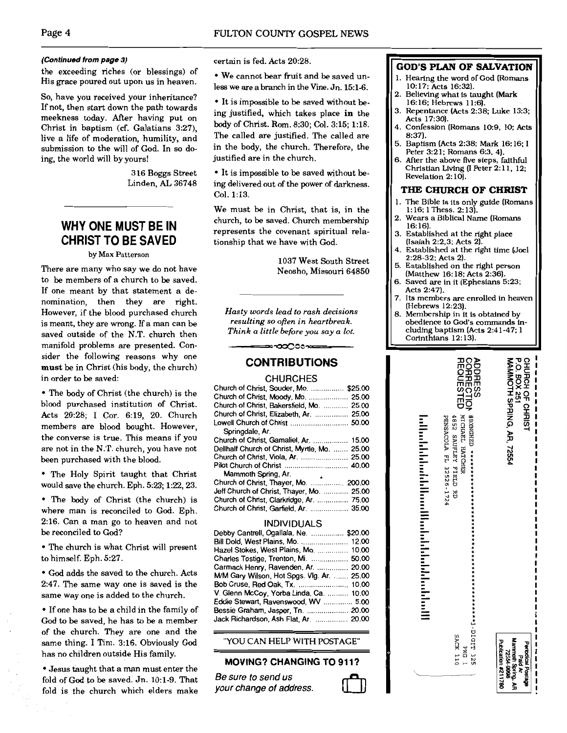*(Continued from page 3)*

the exceeding riches (or blessings) of His grace poured out upon us in heaven.

So, have you received your inheritance? If not, then start down the path towards meekness today. After having put on Christ in baptism (cf. Galatians 3:27), live a life of moderation, humility, and submission to the will of God. In so doing, the world will by yours!

316 Boggs Street
Linden, AL 36748

## WHY ONE MUST BE IN CHRIST TO BE SAVED

by Max Patterson

There are many who say we do not have to be members of a church to be saved. If one meant by that statement a denomination, then they are right. However, if the blood purchased church is meant, they are wrong. If a man can be saved outside of the N.T. church then manifold problems are presented. Consider the following reasons why one **must** be in Christ (his body, the church) in order to be saved:

• The body of Christ (the church) is the blood purchased institution of Christ. Acts 20:28; I Cor. 6:19, 20. Church members are blood bought. However, the converse is true. This means if you are not in the N.T. church, you have not been purchased with the blood.

• The Holy Spirit taught that Christ would save the church. Eph. 5:23; 1:22, 23.

• The body of Christ (the church) is where man is reconciled to God. Eph. 2:16. Can a man go to heaven and not be reconciled to God?

• The church is what Christ will present to himself. Eph. 5:27.

• God adds the saved to the church. Acts 2:47. The same way one is saved is the same way one is added to the church.

• If one has to be a child in the family of God to be saved, he has to be a member of the church. They are one and the same thing. I Tim. 3:16. Obviously God has no children outside His family.

• Jesus taught that a man must enter the fold of God to be saved. Jn. 10:1-9. That fold is the church which elders make certain is fed. Acts 20:28.

• We cannot bear fruit and be saved unless we are a branch in the Vine. Jn. 15:1-6.

• It is impossible to be saved without being justified, which takes place **in** the body of Christ. Rom. 8:30; Col. 3:15; 1:18. The called are justified. The called are in the body, the church. Therefore, the justified are in the church.

• It is impossible to be saved without being delivered out of the power of darkness. Col. 1:13.

We must be in Christ, that is, in the church, to be saved. Church membership represents the covenant spiritual relationship that we have with God.

1037 West South Street
Neosho, Missouri 64850

*Hasty words lead to rash decisions resulting so often in heartbreak. Think a little before you say a lot.*

## CONTRIBUTIONS

### CHURCHES

| | |
|---|---|
| Church of Christ, Souder, Mo. | $25.00 |
| Church of Christ, Moody, Mo. | 25.00 |
| Church of Christ, Bakersfield, Mo. | 25.00 |
| Church of Christ, Elizabeth, Ar. | 25.00 |
| Lowell Church of Christ Springdale, Ar. | 50.00 |
| Church of Christ, Gamaliel, Ar. | 15.00 |
| Dellhalf Church of Christ, Myrtle, Mo. | 25.00 |
| Church of Christ, Viola, Ar. | 25.00 |
| Pilot Church of Christ Mammoth Spring, Ar. | 40.00 |
| Church of Christ, Thayer, Mo. | 200.00 |
| Jeff Church of Christ, Thayer, Mo. | 25.00 |
| Church of Christ, Clarkridge, Ar. | 75.00 |
| Church of Christ, Garfield, Ar. | 35.00 |

### INDIVIDUALS

| | |
|---|---|
| Debby Cantrell, Ogallala, Ne. | $20.00 |
| Bill Dold, West Plains, Mo. | 12.00 |
| Hazel Stokes, West Plains, Mo. | 10.00 |
| Charles Tostige, Trenton, Mi. | 50.00 |
| Carmack Henry, Ravenden, Ar. | 20.00 |
| M/M Gary Wilson, Hot Spgs. Vlg. Ar. | 25.00 |
| Bob Cruse, Red Oak, Tx. | 10.00 |
| V. Glenn McCoy, Yorba Linda, Ca. | 10.00 |
| Eddie Stewart, Ravenswood, WV | 5.00 |
| Bessie Graham, Jasper, Tn. | 20.00 |
| Jack Richardson, Ash Flat, Ar. | 20.00 |

"YOU CAN HELP WITH POSTAGE"

**MOVING? CHANGING TO 911?**

*Be sure to send us your change of address.*

## GOD'S PLAN OF SALVATION

1. Hearing the word of God (Romans 10:17; Acts 16:32).
2. Believing what is taught (Mark 16:16; Hebrews 11:6).
3. Repentance (Acts 2:38; Luke 13:3; Acts 17:30).
4. Confession (Romans 10:9, 10; Acts 8:37).
5. Baptism (Acts 2:38; Mark 16:16; I Peter 3:21; Romans 6:3, 4).
6. After the above five steps, faithful Christian Living (I Peter 2:11, 12; Revelation 2:10).

## THE CHURCH OF CHRIST

1. The Bible is its only guide (Romans 1:16; 1 Thess. 2:13).
2. Wears a Biblical Name (Romans 16:16).
3. Established at the right place (Isaiah 2:2,3; Acts 2).
4. Established at the right time (Joel 2:28-32; Acts 2).
5. Established on the right person (Matthew 16:18; Acts 2:36).
6. Saved are in it (Ephesians 5:23; Acts 2:47).
7. Its members are enrolled in heaven (Hebrews 12:23).
8. Membership in it is obtained by obedience to God's commands including baptism (Acts 2:41-47; 1 Corinthians 12:13).

CHURCH OF CHRIST
P.O. BOX 251
MAMMOTH SPRING, AR 72554

ADDRESS
CORRECTION
REQUESTED

Periodical Postage Paid At Mammoth Spring, AR 72554-9998 Publication #211780

#BXNGHZD ****************************3-DIGIT 325
MICHAEL HATCHER PKG 1
4852 SAUFLEY FIELD RD SACK 110
PENSACOLA FL 32526-1724